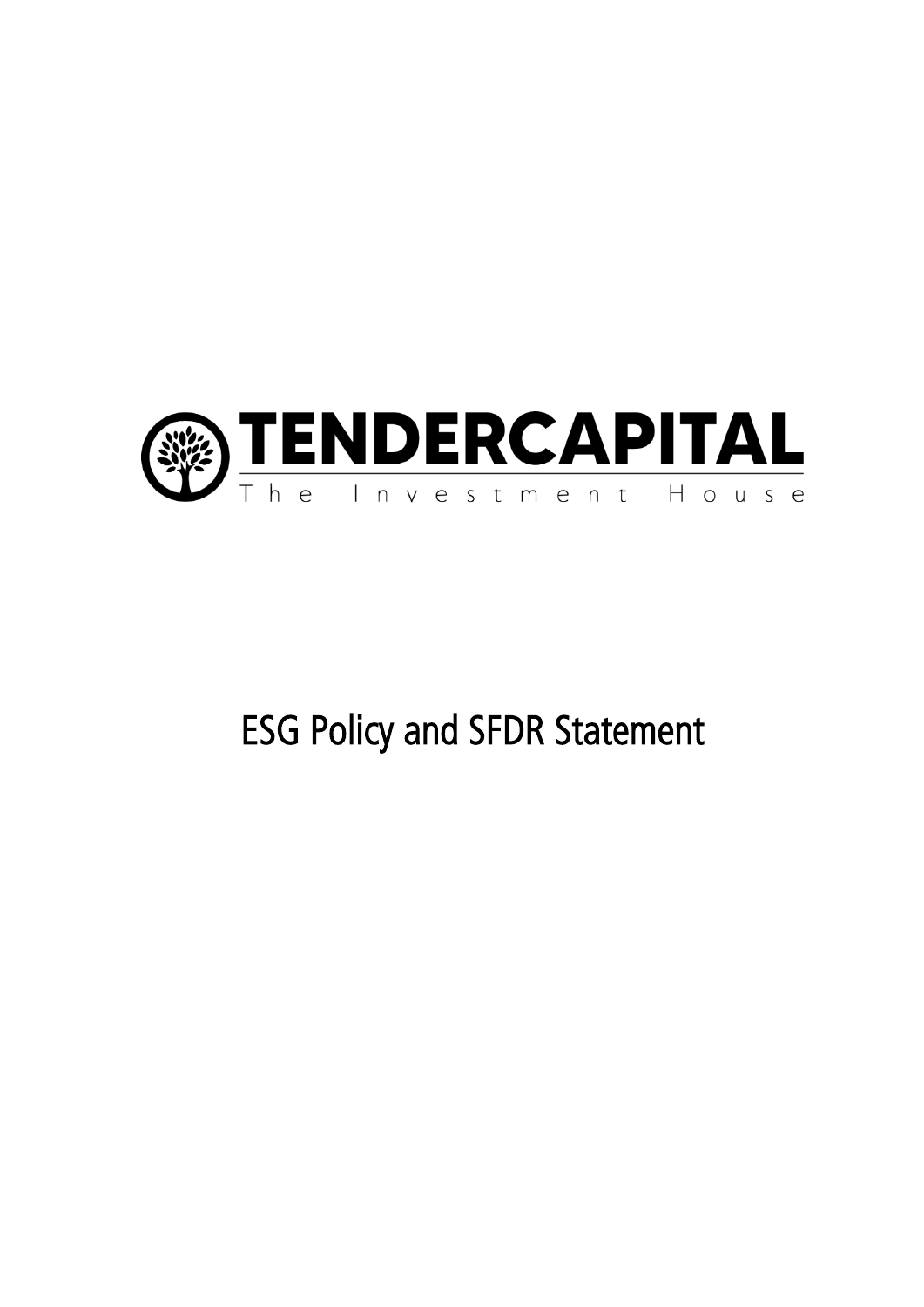**TENDERCAPITAL**

The Investment House

# ESG Policy and SFDR Statement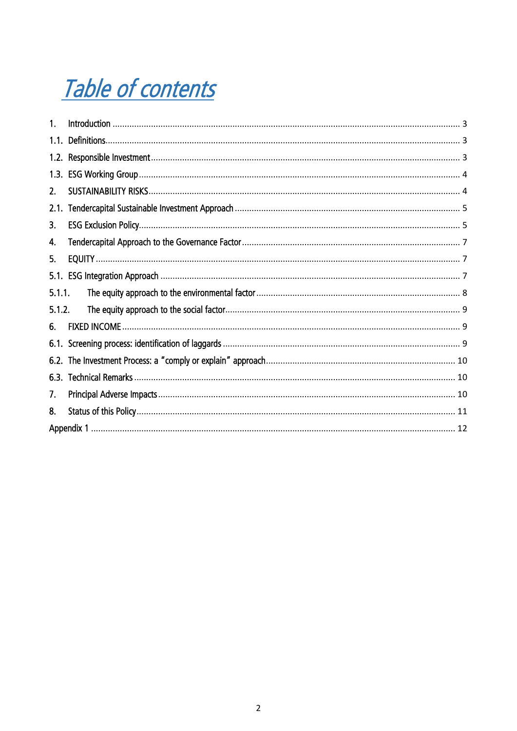# Table of contents

1. Introduction ............................................................ 3
1.1. Definitions............................................................ 3
1.2. Responsible Investment............................................................ 3
1.3. ESG Working Group............................................................ 4
2. SUSTAINABILITY RISKS............................................................ 4
2.1. Tendercapital Sustainable Investment Approach ............................................................ 5
3. ESG Exclusion Policy............................................................ 5
4. Tendercapital Approach to the Governance Factor ............................................................ 7
5. EQUITY ............................................................ 7
5.1. ESG Integration Approach ............................................................ 7
5.1.1. The equity approach to the environmental factor ............................................................ 8
5.1.2. The equity approach to the social factor............................................................ 9
6. FIXED INCOME ............................................................ 9
6.1. Screening process: identification of laggards ............................................................ 9
6.2. The Investment Process: a “comply or explain” approach............................................................ 10
6.3. Technical Remarks ............................................................ 10
7. Principal Adverse Impacts ............................................................ 10
8. Status of this Policy............................................................ 11
Appendix 1 ............................................................ 12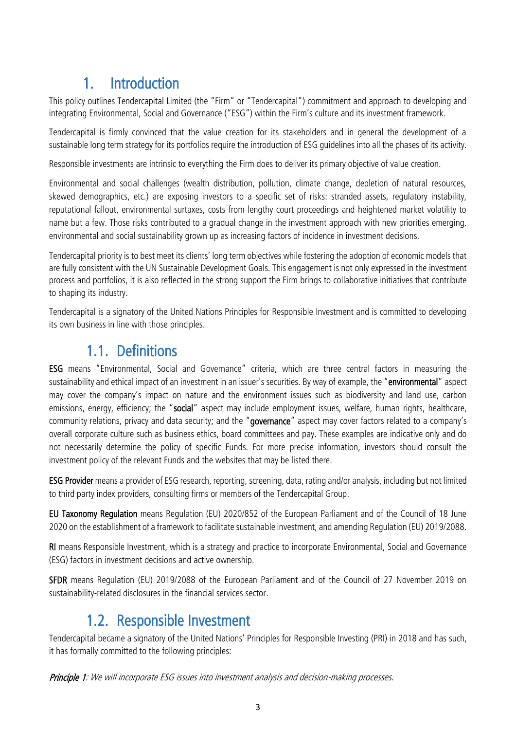# 1. Introduction

This policy outlines Tendercapital Limited (the "Firm" or "Tendercapital") commitment and approach to developing and integrating Environmental, Social and Governance ("ESG") within the Firm's culture and its investment framework.

Tendercapital is firmly convinced that the value creation for its stakeholders and in general the development of a sustainable long term strategy for its portfolios require the introduction of ESG guidelines into all the phases of its activity.

Responsible investments are intrinsic to everything the Firm does to deliver its primary objective of value creation.

Environmental and social challenges (wealth distribution, pollution, climate change, depletion of natural resources, skewed demographics, etc.) are exposing investors to a specific set of risks: stranded assets, regulatory instability, reputational fallout, environmental surtaxes, costs from lengthy court proceedings and heightened market volatility to name but a few. Those risks contributed to a gradual change in the investment approach with new priorities emerging. environmental and social sustainability grown up as increasing factors of incidence in investment decisions.

Tendercapital priority is to best meet its clients' long term objectives while fostering the adoption of economic models that are fully consistent with the UN Sustainable Development Goals. This engagement is not only expressed in the investment process and portfolios, it is also reflected in the strong support the Firm brings to collaborative initiatives that contribute to shaping its industry.

Tendercapital is a signatory of the United Nations Principles for Responsible Investment and is committed to developing its own business in line with those principles.

## 1.1. Definitions

**ESG** means "Environmental, Social and Governance" criteria, which are three central factors in measuring the sustainability and ethical impact of an investment in an issuer's securities. By way of example, the "**environmental**" aspect may cover the company's impact on nature and the environment issues such as biodiversity and land use, carbon emissions, energy, efficiency; the "**social**" aspect may include employment issues, welfare, human rights, healthcare, community relations, privacy and data security; and the "**governance**" aspect may cover factors related to a company's overall corporate culture such as business ethics, board committees and pay. These examples are indicative only and do not necessarily determine the policy of specific Funds. For more precise information, investors should consult the investment policy of the relevant Funds and the websites that may be listed there.

**ESG Provider** means a provider of ESG research, reporting, screening, data, rating and/or analysis, including but not limited to third party index providers, consulting firms or members of the Tendercapital Group.

**EU Taxonomy Regulation** means Regulation (EU) 2020/852 of the European Parliament and of the Council of 18 June 2020 on the establishment of a framework to facilitate sustainable investment, and amending Regulation (EU) 2019/2088.

**RI** means Responsible Investment, which is a strategy and practice to incorporate Environmental, Social and Governance (ESG) factors in investment decisions and active ownership.

**SFDR** means Regulation (EU) 2019/2088 of the European Parliament and of the Council of 27 November 2019 on sustainability-related disclosures in the financial services sector.

## 1.2. Responsible Investment

Tendercapital became a signatory of the United Nations' Principles for Responsible Investing (PRI) in 2018 and has such, it has formally committed to the following principles:

***Principle 1***: *We will incorporate ESG issues into investment analysis and decision-making processes.*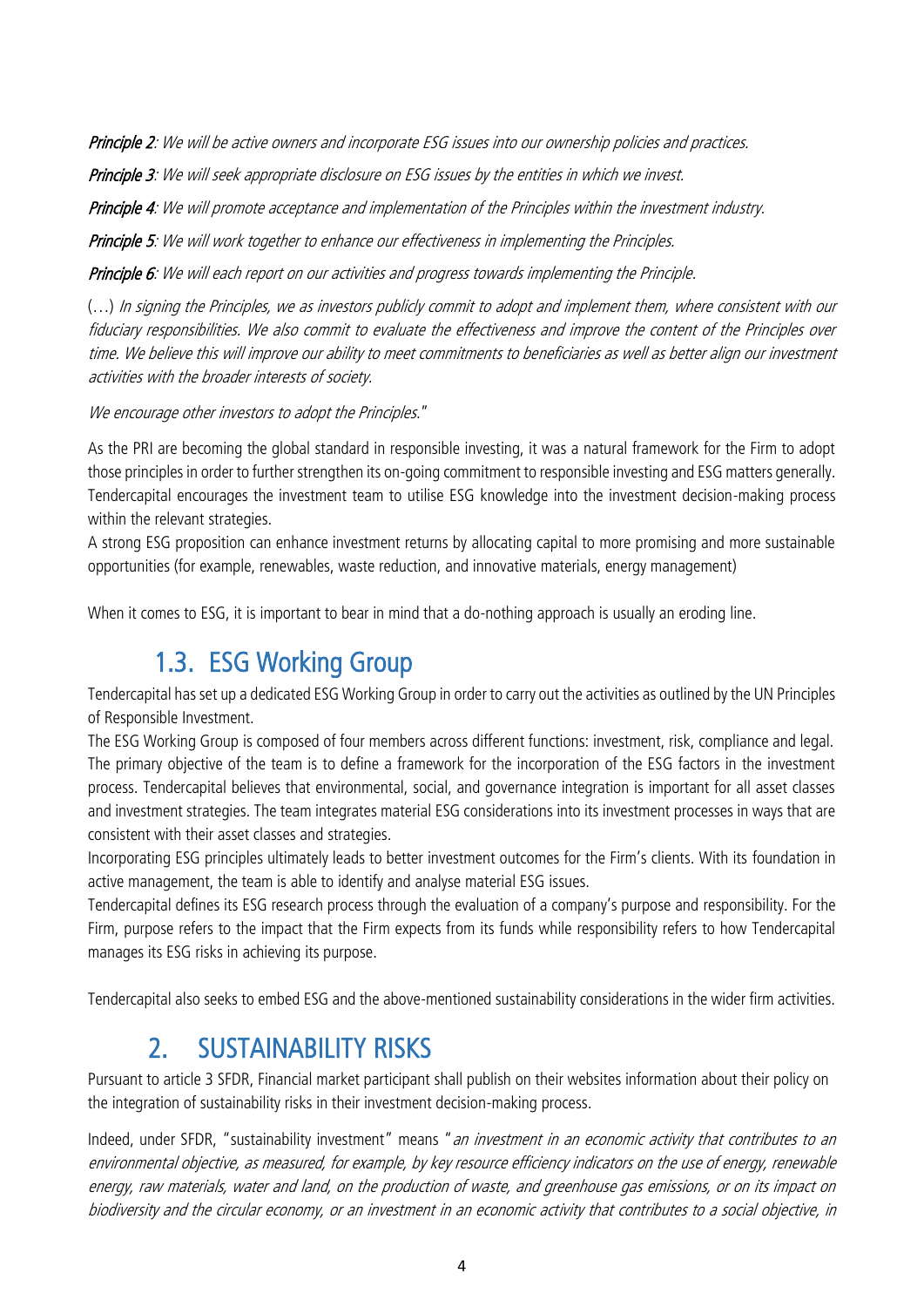***Principle 2****: We will be active owners and incorporate ESG issues into our ownership policies and practices.*

***Principle 3****: We will seek appropriate disclosure on ESG issues by the entities in which we invest.*

***Principle 4****: We will promote acceptance and implementation of the Principles within the investment industry.*

***Principle 5****: We will work together to enhance our effectiveness in implementing the Principles.*

***Principle 6****: We will each report on our activities and progress towards implementing the Principle.*

(…) *In signing the Principles, we as investors publicly commit to adopt and implement them, where consistent with our fiduciary responsibilities. We also commit to evaluate the effectiveness and improve the content of the Principles over time. We believe this will improve our ability to meet commitments to beneficiaries as well as better align our investment activities with the broader interests of society.*

*We encourage other investors to adopt the Principles.*"

As the PRI are becoming the global standard in responsible investing, it was a natural framework for the Firm to adopt those principles in order to further strengthen its on-going commitment to responsible investing and ESG matters generally. Tendercapital encourages the investment team to utilise ESG knowledge into the investment decision-making process within the relevant strategies.
A strong ESG proposition can enhance investment returns by allocating capital to more promising and more sustainable opportunities (for example, renewables, waste reduction, and innovative materials, energy management)

When it comes to ESG, it is important to bear in mind that a do-nothing approach is usually an eroding line.

## 1.3. ESG Working Group

Tendercapital has set up a dedicated ESG Working Group in order to carry out the activities as outlined by the UN Principles of Responsible Investment.
The ESG Working Group is composed of four members across different functions: investment, risk, compliance and legal. The primary objective of the team is to define a framework for the incorporation of the ESG factors in the investment process. Tendercapital believes that environmental, social, and governance integration is important for all asset classes and investment strategies. The team integrates material ESG considerations into its investment processes in ways that are consistent with their asset classes and strategies.
Incorporating ESG principles ultimately leads to better investment outcomes for the Firm's clients. With its foundation in active management, the team is able to identify and analyse material ESG issues.
Tendercapital defines its ESG research process through the evaluation of a company's purpose and responsibility. For the Firm, purpose refers to the impact that the Firm expects from its funds while responsibility refers to how Tendercapital manages its ESG risks in achieving its purpose.

Tendercapital also seeks to embed ESG and the above-mentioned sustainability considerations in the wider firm activities.

# 2. SUSTAINABILITY RISKS

Pursuant to article 3 SFDR, Financial market participant shall publish on their websites information about their policy on the integration of sustainability risks in their investment decision-making process.

Indeed, under SFDR, "sustainability investment" means "*an investment in an economic activity that contributes to an environmental objective, as measured, for example, by key resource efficiency indicators on the use of energy, renewable energy, raw materials, water and land, on the production of waste, and greenhouse gas emissions, or on its impact on biodiversity and the circular economy, or an investment in an economic activity that contributes to a social objective, in*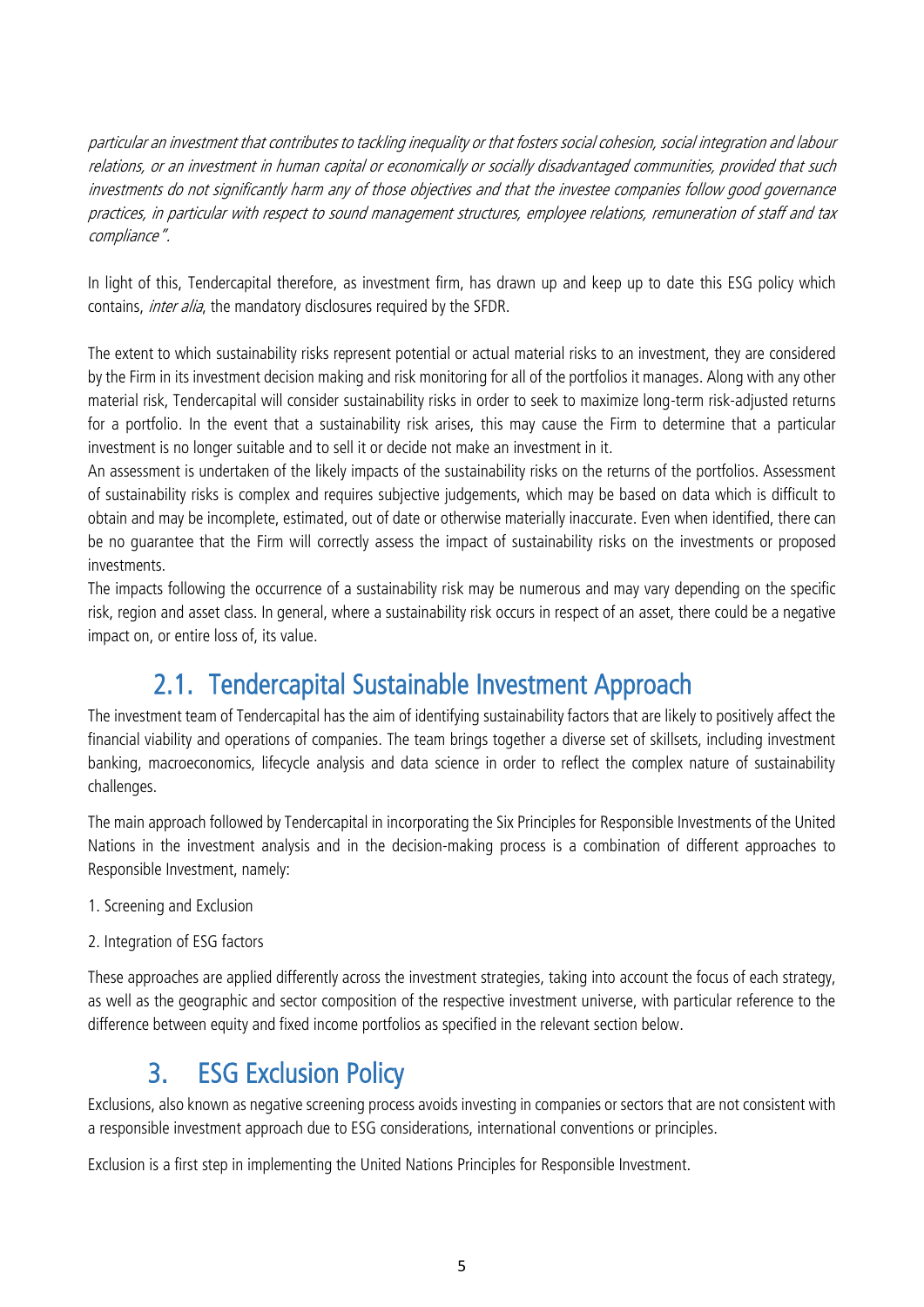*particular an investment that contributes to tackling inequality or that fosters social cohesion, social integration and labour relations, or an investment in human capital or economically or socially disadvantaged communities, provided that such investments do not significantly harm any of those objectives and that the investee companies follow good governance practices, in particular with respect to sound management structures, employee relations, remuneration of staff and tax compliance".*

In light of this, Tendercapital therefore, as investment firm, has drawn up and keep up to date this ESG policy which contains, *inter alia*, the mandatory disclosures required by the SFDR.

The extent to which sustainability risks represent potential or actual material risks to an investment, they are considered by the Firm in its investment decision making and risk monitoring for all of the portfolios it manages. Along with any other material risk, Tendercapital will consider sustainability risks in order to seek to maximize long-term risk-adjusted returns for a portfolio. In the event that a sustainability risk arises, this may cause the Firm to determine that a particular investment is no longer suitable and to sell it or decide not make an investment in it.

An assessment is undertaken of the likely impacts of the sustainability risks on the returns of the portfolios. Assessment of sustainability risks is complex and requires subjective judgements, which may be based on data which is difficult to obtain and may be incomplete, estimated, out of date or otherwise materially inaccurate. Even when identified, there can be no guarantee that the Firm will correctly assess the impact of sustainability risks on the investments or proposed investments.

The impacts following the occurrence of a sustainability risk may be numerous and may vary depending on the specific risk, region and asset class. In general, where a sustainability risk occurs in respect of an asset, there could be a negative impact on, or entire loss of, its value.

## 2.1. Tendercapital Sustainable Investment Approach

The investment team of Tendercapital has the aim of identifying sustainability factors that are likely to positively affect the financial viability and operations of companies. The team brings together a diverse set of skillsets, including investment banking, macroeconomics, lifecycle analysis and data science in order to reflect the complex nature of sustainability challenges.

The main approach followed by Tendercapital in incorporating the Six Principles for Responsible Investments of the United Nations in the investment analysis and in the decision-making process is a combination of different approaches to Responsible Investment, namely:

1. Screening and Exclusion
2. Integration of ESG factors

These approaches are applied differently across the investment strategies, taking into account the focus of each strategy, as well as the geographic and sector composition of the respective investment universe, with particular reference to the difference between equity and fixed income portfolios as specified in the relevant section below.

# 3. ESG Exclusion Policy

Exclusions, also known as negative screening process avoids investing in companies or sectors that are not consistent with a responsible investment approach due to ESG considerations, international conventions or principles.

Exclusion is a first step in implementing the United Nations Principles for Responsible Investment.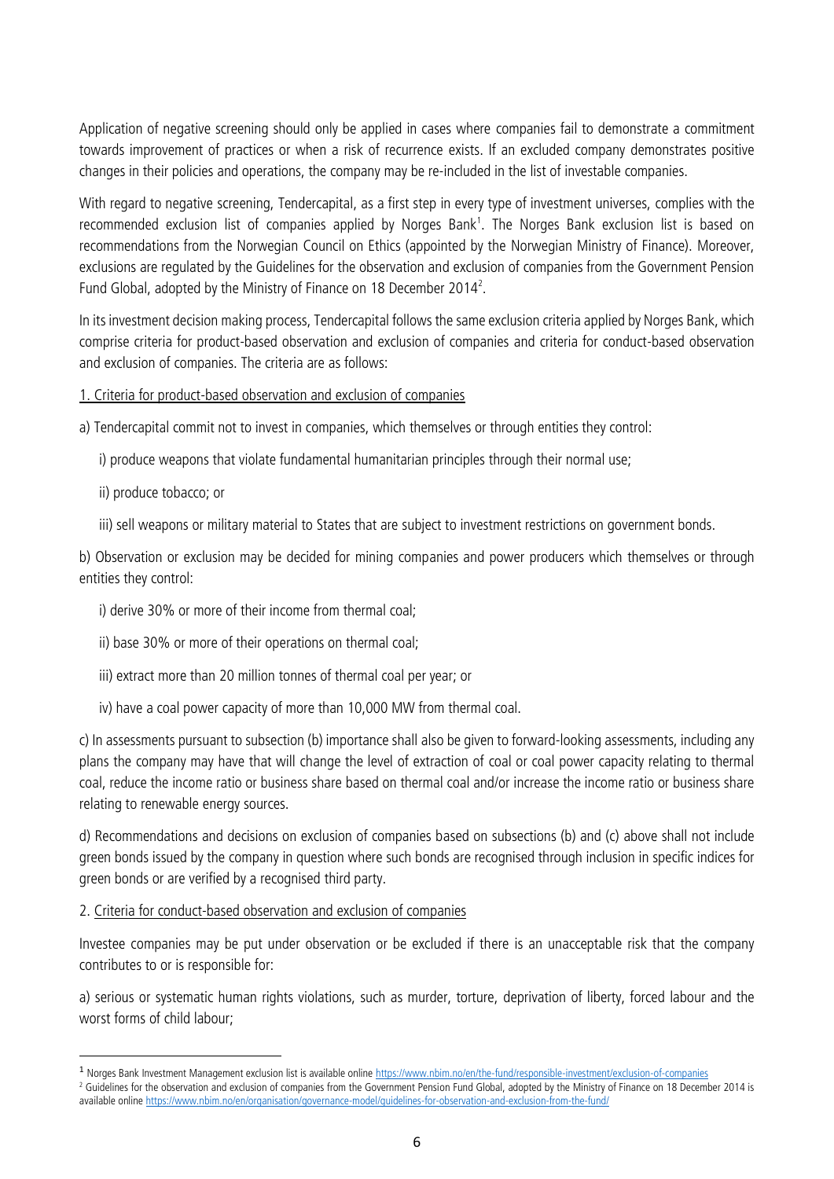Application of negative screening should only be applied in cases where companies fail to demonstrate a commitment towards improvement of practices or when a risk of recurrence exists. If an excluded company demonstrates positive changes in their policies and operations, the company may be re-included in the list of investable companies.

With regard to negative screening, Tendercapital, as a first step in every type of investment universes, complies with the recommended exclusion list of companies applied by Norges Bank[1]. The Norges Bank exclusion list is based on recommendations from the Norwegian Council on Ethics (appointed by the Norwegian Ministry of Finance). Moreover, exclusions are regulated by the Guidelines for the observation and exclusion of companies from the Government Pension Fund Global, adopted by the Ministry of Finance on 18 December 2014[2].

In its investment decision making process, Tendercapital follows the same exclusion criteria applied by Norges Bank, which comprise criteria for product-based observation and exclusion of companies and criteria for conduct-based observation and exclusion of companies. The criteria are as follows:

1. Criteria for product-based observation and exclusion of companies

a) Tendercapital commit not to invest in companies, which themselves or through entities they control:

i) produce weapons that violate fundamental humanitarian principles through their normal use;

ii) produce tobacco; or

iii) sell weapons or military material to States that are subject to investment restrictions on government bonds.

b) Observation or exclusion may be decided for mining companies and power producers which themselves or through entities they control:

i) derive 30% or more of their income from thermal coal;

ii) base 30% or more of their operations on thermal coal;

iii) extract more than 20 million tonnes of thermal coal per year; or

iv) have a coal power capacity of more than 10,000 MW from thermal coal.

c) In assessments pursuant to subsection (b) importance shall also be given to forward-looking assessments, including any plans the company may have that will change the level of extraction of coal or coal power capacity relating to thermal coal, reduce the income ratio or business share based on thermal coal and/or increase the income ratio or business share relating to renewable energy sources.

d) Recommendations and decisions on exclusion of companies based on subsections (b) and (c) above shall not include green bonds issued by the company in question where such bonds are recognised through inclusion in specific indices for green bonds or are verified by a recognised third party.

2. Criteria for conduct-based observation and exclusion of companies

Investee companies may be put under observation or be excluded if there is an unacceptable risk that the company contributes to or is responsible for:

a) serious or systematic human rights violations, such as murder, torture, deprivation of liberty, forced labour and the worst forms of child labour;

---

[1] Norges Bank Investment Management exclusion list is available online https://www.nbim.no/en/the-fund/responsible-investment/exclusion-of-companies

[2] Guidelines for the observation and exclusion of companies from the Government Pension Fund Global, adopted by the Ministry of Finance on 18 December 2014 is available online https://www.nbim.no/en/organisation/governance-model/guidelines-for-observation-and-exclusion-from-the-fund/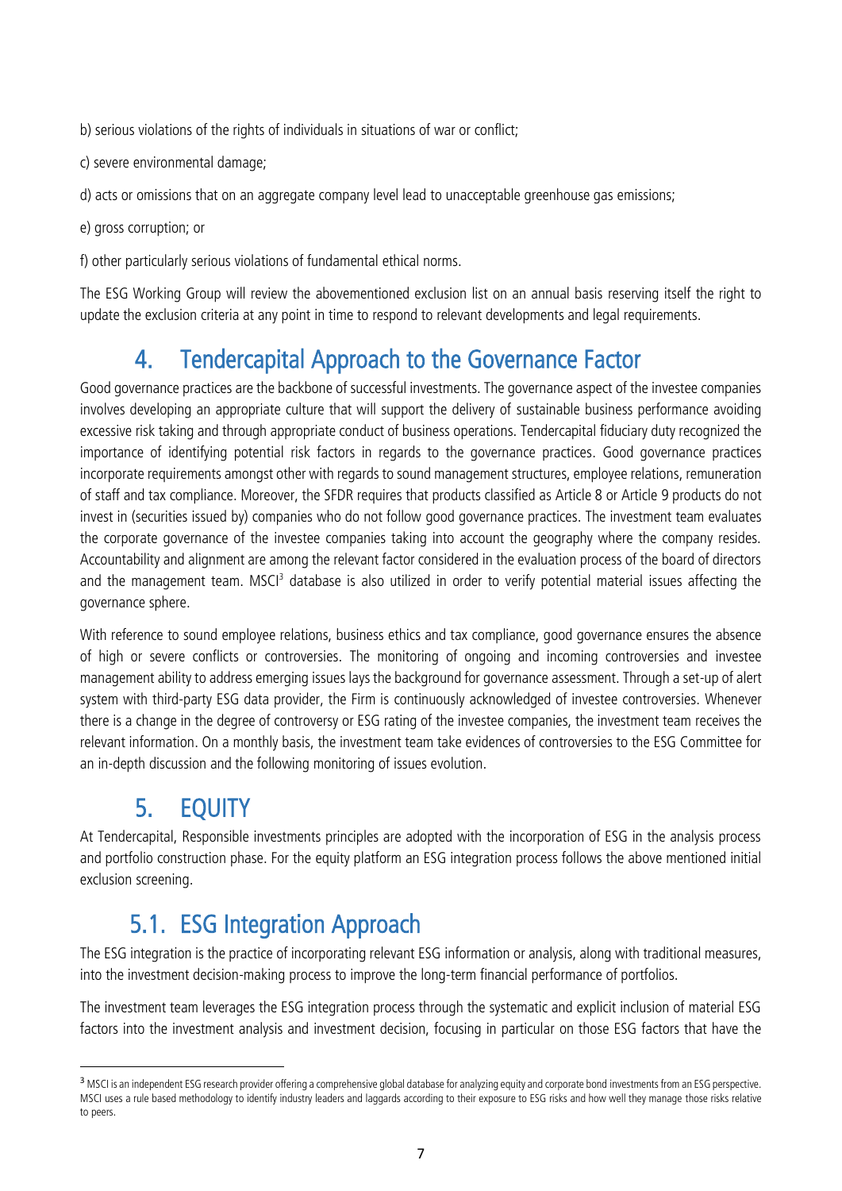b) serious violations of the rights of individuals in situations of war or conflict;

c) severe environmental damage;

d) acts or omissions that on an aggregate company level lead to unacceptable greenhouse gas emissions;

e) gross corruption; or

f) other particularly serious violations of fundamental ethical norms.

The ESG Working Group will review the abovementioned exclusion list on an annual basis reserving itself the right to update the exclusion criteria at any point in time to respond to relevant developments and legal requirements.

## 4. Tendercapital Approach to the Governance Factor

Good governance practices are the backbone of successful investments. The governance aspect of the investee companies involves developing an appropriate culture that will support the delivery of sustainable business performance avoiding excessive risk taking and through appropriate conduct of business operations. Tendercapital fiduciary duty recognized the importance of identifying potential risk factors in regards to the governance practices. Good governance practices incorporate requirements amongst other with regards to sound management structures, employee relations, remuneration of staff and tax compliance. Moreover, the SFDR requires that products classified as Article 8 or Article 9 products do not invest in (securities issued by) companies who do not follow good governance practices. The investment team evaluates the corporate governance of the investee companies taking into account the geography where the company resides. Accountability and alignment are among the relevant factor considered in the evaluation process of the board of directors and the management team. MSCI[3] database is also utilized in order to verify potential material issues affecting the governance sphere.

With reference to sound employee relations, business ethics and tax compliance, good governance ensures the absence of high or severe conflicts or controversies. The monitoring of ongoing and incoming controversies and investee management ability to address emerging issues lays the background for governance assessment. Through a set-up of alert system with third-party ESG data provider, the Firm is continuously acknowledged of investee controversies. Whenever there is a change in the degree of controversy or ESG rating of the investee companies, the investment team receives the relevant information. On a monthly basis, the investment team take evidences of controversies to the ESG Committee for an in-depth discussion and the following monitoring of issues evolution.

## 5. EQUITY

At Tendercapital, Responsible investments principles are adopted with the incorporation of ESG in the analysis process and portfolio construction phase. For the equity platform an ESG integration process follows the above mentioned initial exclusion screening.

### 5.1. ESG Integration Approach

The ESG integration is the practice of incorporating relevant ESG information or analysis, along with traditional measures, into the investment decision-making process to improve the long-term financial performance of portfolios.

The investment team leverages the ESG integration process through the systematic and explicit inclusion of material ESG factors into the investment analysis and investment decision, focusing in particular on those ESG factors that have the

---

[3] MSCI is an independent ESG research provider offering a comprehensive global database for analyzing equity and corporate bond investments from an ESG perspective. MSCI uses a rule based methodology to identify industry leaders and laggards according to their exposure to ESG risks and how well they manage those risks relative to peers.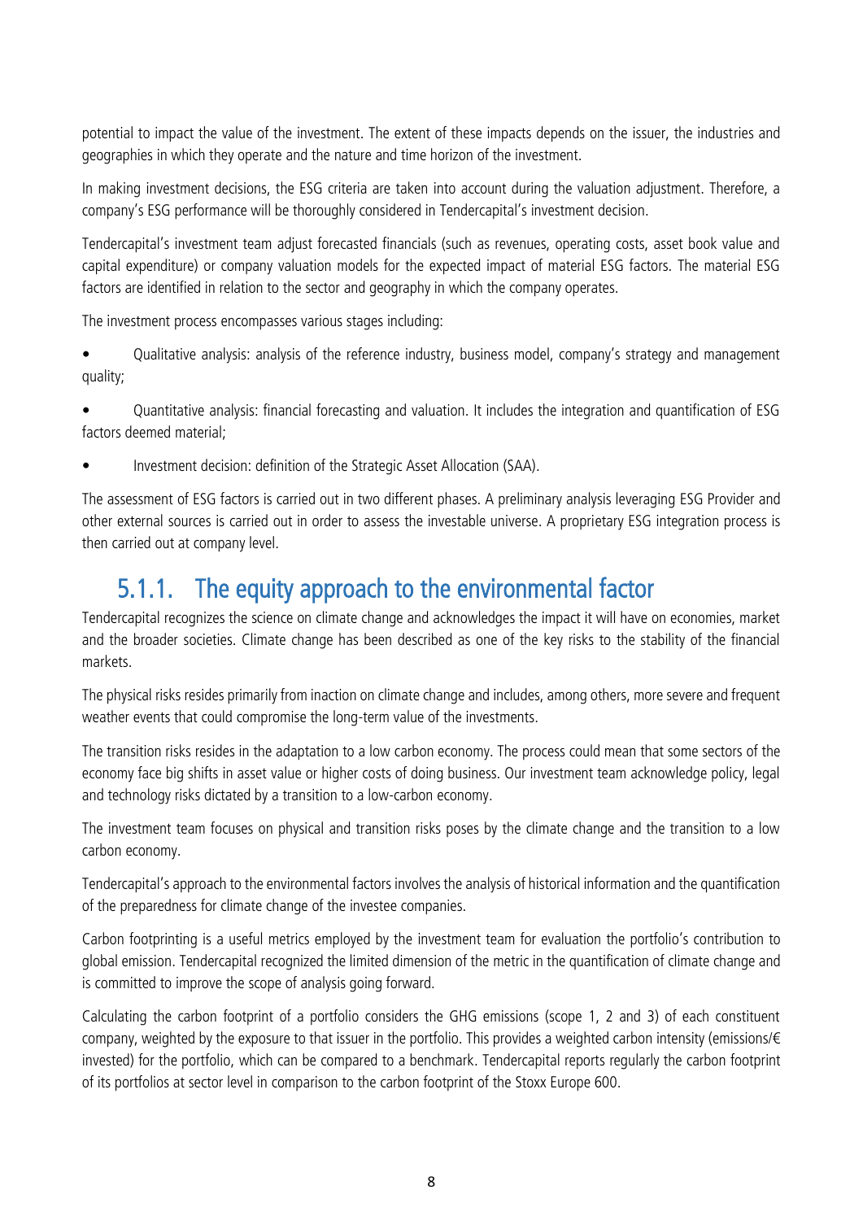potential to impact the value of the investment. The extent of these impacts depends on the issuer, the industries and geographies in which they operate and the nature and time horizon of the investment.

In making investment decisions, the ESG criteria are taken into account during the valuation adjustment. Therefore, a company's ESG performance will be thoroughly considered in Tendercapital's investment decision.

Tendercapital's investment team adjust forecasted financials (such as revenues, operating costs, asset book value and capital expenditure) or company valuation models for the expected impact of material ESG factors. The material ESG factors are identified in relation to the sector and geography in which the company operates.

The investment process encompasses various stages including:

- Qualitative analysis: analysis of the reference industry, business model, company's strategy and management quality;
- Quantitative analysis: financial forecasting and valuation. It includes the integration and quantification of ESG factors deemed material;
- Investment decision: definition of the Strategic Asset Allocation (SAA).

The assessment of ESG factors is carried out in two different phases. A preliminary analysis leveraging ESG Provider and other external sources is carried out in order to assess the investable universe. A proprietary ESG integration process is then carried out at company level.

### 5.1.1. The equity approach to the environmental factor

Tendercapital recognizes the science on climate change and acknowledges the impact it will have on economies, market and the broader societies. Climate change has been described as one of the key risks to the stability of the financial markets.

The physical risks resides primarily from inaction on climate change and includes, among others, more severe and frequent weather events that could compromise the long-term value of the investments.

The transition risks resides in the adaptation to a low carbon economy. The process could mean that some sectors of the economy face big shifts in asset value or higher costs of doing business. Our investment team acknowledge policy, legal and technology risks dictated by a transition to a low-carbon economy.

The investment team focuses on physical and transition risks poses by the climate change and the transition to a low carbon economy.

Tendercapital's approach to the environmental factors involves the analysis of historical information and the quantification of the preparedness for climate change of the investee companies.

Carbon footprinting is a useful metrics employed by the investment team for evaluation the portfolio's contribution to global emission. Tendercapital recognized the limited dimension of the metric in the quantification of climate change and is committed to improve the scope of analysis going forward.

Calculating the carbon footprint of a portfolio considers the GHG emissions (scope 1, 2 and 3) of each constituent company, weighted by the exposure to that issuer in the portfolio. This provides a weighted carbon intensity (emissions/€ invested) for the portfolio, which can be compared to a benchmark. Tendercapital reports regularly the carbon footprint of its portfolios at sector level in comparison to the carbon footprint of the Stoxx Europe 600.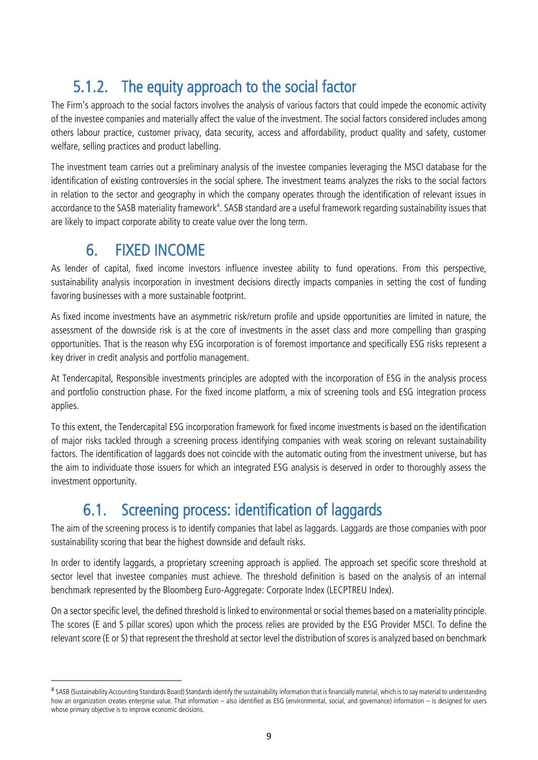### 5.1.2. The equity approach to the social factor

The Firm's approach to the social factors involves the analysis of various factors that could impede the economic activity of the investee companies and materially affect the value of the investment. The social factors considered includes among others labour practice, customer privacy, data security, access and affordability, product quality and safety, customer welfare, selling practices and product labelling.

The investment team carries out a preliminary analysis of the investee companies leveraging the MSCI database for the identification of existing controversies in the social sphere. The investment teams analyzes the risks to the social factors in relation to the sector and geography in which the company operates through the identification of relevant issues in accordance to the SASB materiality framework[4]. SASB standard are a useful framework regarding sustainability issues that are likely to impact corporate ability to create value over the long term.

# 6. FIXED INCOME

As lender of capital, fixed income investors influence investee ability to fund operations. From this perspective, sustainability analysis incorporation in investment decisions directly impacts companies in setting the cost of funding favoring businesses with a more sustainable footprint.

As fixed income investments have an asymmetric risk/return profile and upside opportunities are limited in nature, the assessment of the downside risk is at the core of investments in the asset class and more compelling than grasping opportunities. That is the reason why ESG incorporation is of foremost importance and specifically ESG risks represent a key driver in credit analysis and portfolio management.

At Tendercapital, Responsible investments principles are adopted with the incorporation of ESG in the analysis process and portfolio construction phase. For the fixed income platform, a mix of screening tools and ESG integration process applies.

To this extent, the Tendercapital ESG incorporation framework for fixed income investments is based on the identification of major risks tackled through a screening process identifying companies with weak scoring on relevant sustainability factors. The identification of laggards does not coincide with the automatic outing from the investment universe, but has the aim to individuate those issuers for which an integrated ESG analysis is deserved in order to thoroughly assess the investment opportunity.

## 6.1. Screening process: identification of laggards

The aim of the screening process is to identify companies that label as laggards. Laggards are those companies with poor sustainability scoring that bear the highest downside and default risks.

In order to identify laggards, a proprietary screening approach is applied. The approach set specific score threshold at sector level that investee companies must achieve. The threshold definition is based on the analysis of an internal benchmark represented by the Bloomberg Euro-Aggregate: Corporate Index (LECPTREU Index).

On a sector specific level, the defined threshold is linked to environmental or social themes based on a materiality principle. The scores (E and S pillar scores) upon which the process relies are provided by the ESG Provider MSCI. To define the relevant score (E or S) that represent the threshold at sector level the distribution of scores is analyzed based on benchmark

[4] SASB (Sustainability Accounting Standards Board) Standards identify the sustainability information that is financially material, which is to say material to understanding how an organization creates enterprise value. That information – also identified as ESG (environmental, social, and governance) information – is designed for users whose primary objective is to improve economic decisions.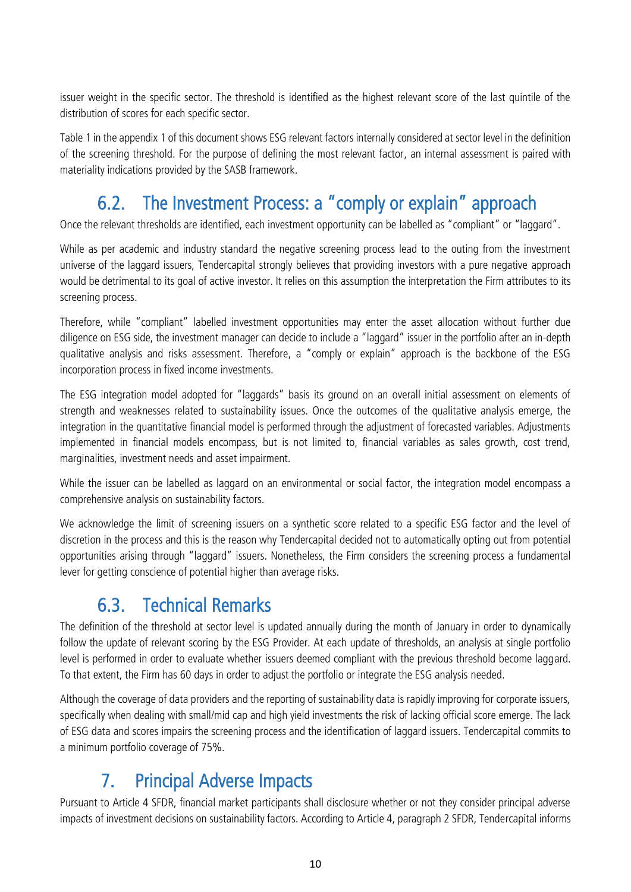issuer weight in the specific sector. The threshold is identified as the highest relevant score of the last quintile of the distribution of scores for each specific sector.

Table 1 in the appendix 1 of this document shows ESG relevant factors internally considered at sector level in the definition of the screening threshold. For the purpose of defining the most relevant factor, an internal assessment is paired with materiality indications provided by the SASB framework.

## 6.2. The Investment Process: a "comply or explain" approach

Once the relevant thresholds are identified, each investment opportunity can be labelled as "compliant" or "laggard".

While as per academic and industry standard the negative screening process lead to the outing from the investment universe of the laggard issuers, Tendercapital strongly believes that providing investors with a pure negative approach would be detrimental to its goal of active investor. It relies on this assumption the interpretation the Firm attributes to its screening process.

Therefore, while "compliant" labelled investment opportunities may enter the asset allocation without further due diligence on ESG side, the investment manager can decide to include a "laggard" issuer in the portfolio after an in-depth qualitative analysis and risks assessment. Therefore, a "comply or explain" approach is the backbone of the ESG incorporation process in fixed income investments.

The ESG integration model adopted for "laggards" basis its ground on an overall initial assessment on elements of strength and weaknesses related to sustainability issues. Once the outcomes of the qualitative analysis emerge, the integration in the quantitative financial model is performed through the adjustment of forecasted variables. Adjustments implemented in financial models encompass, but is not limited to, financial variables as sales growth, cost trend, marginalities, investment needs and asset impairment.

While the issuer can be labelled as laggard on an environmental or social factor, the integration model encompass a comprehensive analysis on sustainability factors.

We acknowledge the limit of screening issuers on a synthetic score related to a specific ESG factor and the level of discretion in the process and this is the reason why Tendercapital decided not to automatically opting out from potential opportunities arising through "laggard" issuers. Nonetheless, the Firm considers the screening process a fundamental lever for getting conscience of potential higher than average risks.

## 6.3. Technical Remarks

The definition of the threshold at sector level is updated annually during the month of January in order to dynamically follow the update of relevant scoring by the ESG Provider. At each update of thresholds, an analysis at single portfolio level is performed in order to evaluate whether issuers deemed compliant with the previous threshold become laggard. To that extent, the Firm has 60 days in order to adjust the portfolio or integrate the ESG analysis needed.

Although the coverage of data providers and the reporting of sustainability data is rapidly improving for corporate issuers, specifically when dealing with small/mid cap and high yield investments the risk of lacking official score emerge. The lack of ESG data and scores impairs the screening process and the identification of laggard issuers. Tendercapital commits to a minimum portfolio coverage of 75%.

# 7. Principal Adverse Impacts

Pursuant to Article 4 SFDR, financial market participants shall disclosure whether or not they consider principal adverse impacts of investment decisions on sustainability factors. According to Article 4, paragraph 2 SFDR, Tendercapital informs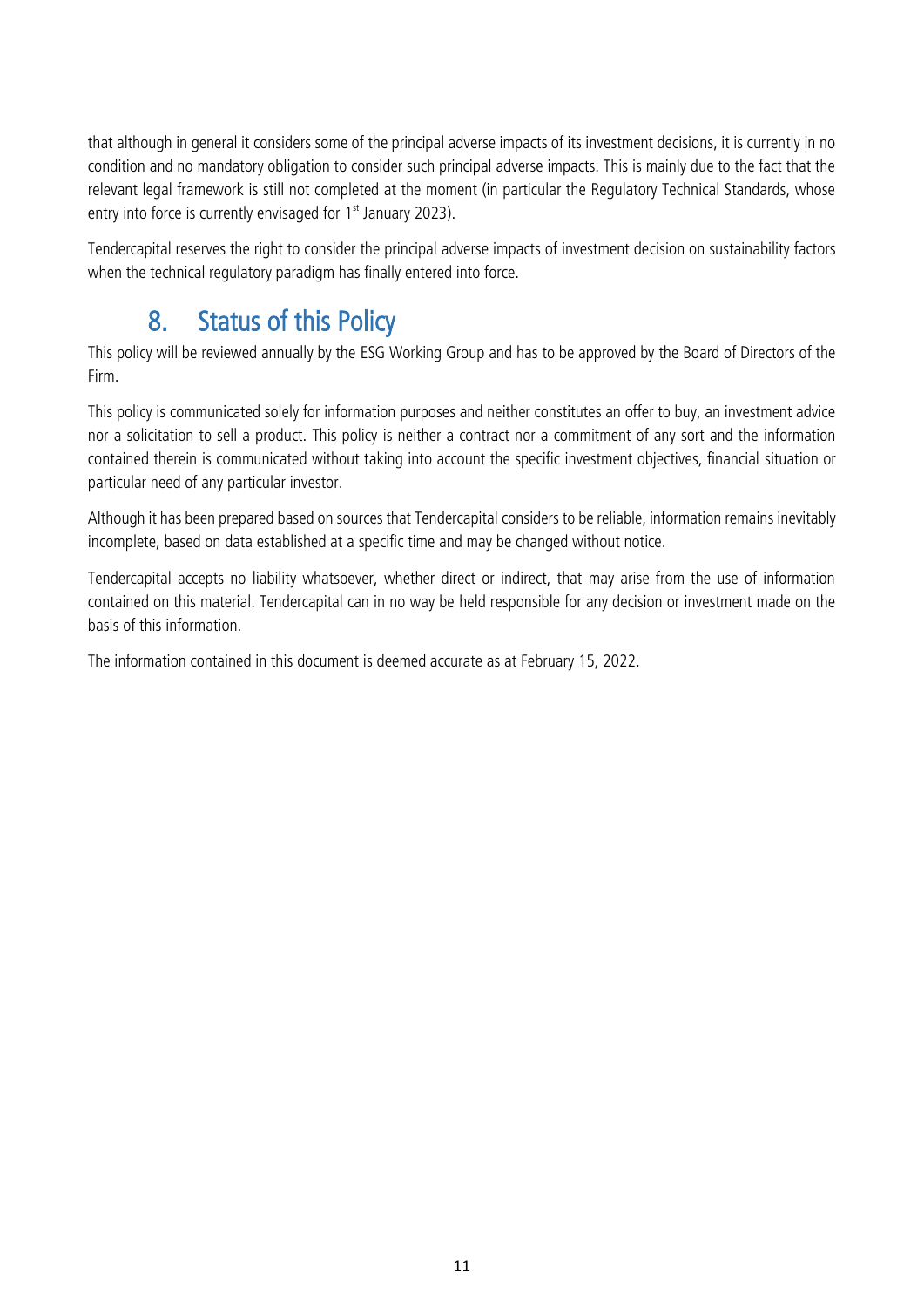that although in general it considers some of the principal adverse impacts of its investment decisions, it is currently in no condition and no mandatory obligation to consider such principal adverse impacts. This is mainly due to the fact that the relevant legal framework is still not completed at the moment (in particular the Regulatory Technical Standards, whose entry into force is currently envisaged for 1st January 2023).

Tendercapital reserves the right to consider the principal adverse impacts of investment decision on sustainability factors when the technical regulatory paradigm has finally entered into force.

## 8. Status of this Policy

This policy will be reviewed annually by the ESG Working Group and has to be approved by the Board of Directors of the Firm.

This policy is communicated solely for information purposes and neither constitutes an offer to buy, an investment advice nor a solicitation to sell a product. This policy is neither a contract nor a commitment of any sort and the information contained therein is communicated without taking into account the specific investment objectives, financial situation or particular need of any particular investor.

Although it has been prepared based on sources that Tendercapital considers to be reliable, information remains inevitably incomplete, based on data established at a specific time and may be changed without notice.

Tendercapital accepts no liability whatsoever, whether direct or indirect, that may arise from the use of information contained on this material. Tendercapital can in no way be held responsible for any decision or investment made on the basis of this information.

The information contained in this document is deemed accurate as at February 15, 2022.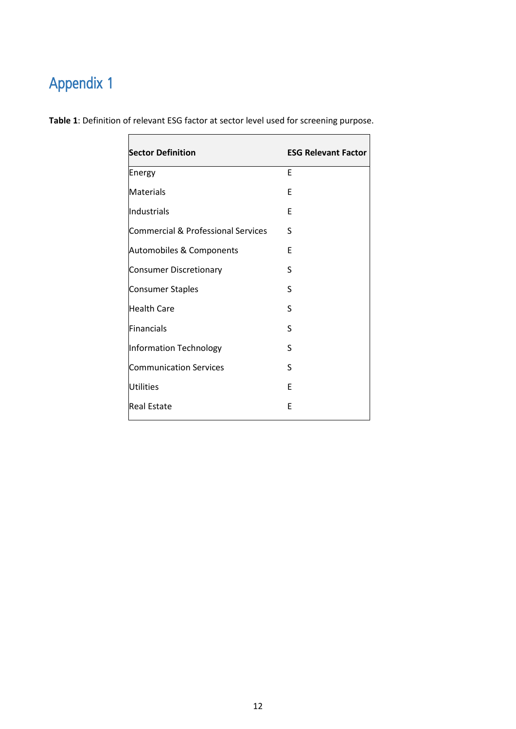# Appendix 1

**Table 1**: Definition of relevant ESG factor at sector level used for screening purpose.

| Sector Definition | ESG Relevant Factor |
|---|---|
| Energy | E |
| Materials | E |
| Industrials | E |
| Commercial & Professional Services | S |
| Automobiles & Components | E |
| Consumer Discretionary | S |
| Consumer Staples | S |
| Health Care | S |
| Financials | S |
| Information Technology | S |
| Communication Services | S |
| Utilities | E |
| Real Estate | E |